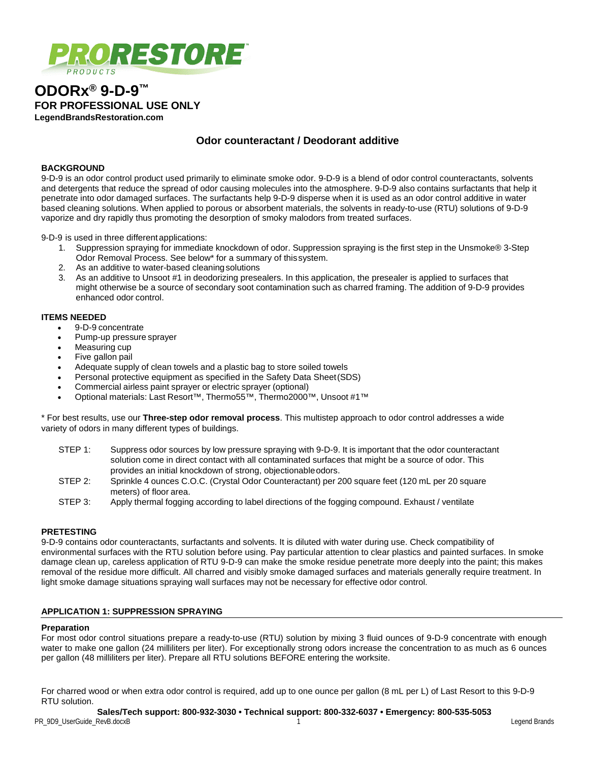PRORESTORE PRODUCTS

# ODORx® 9-D-9™

**FOR PROFESSIONAL USE ONLY**

**LegendBrandsRestoration.com**

## Odor counteractant / Deodorant additive

### BACKGROUND

9-D-9 is an odor control product used primarily to eliminate smoke odor. 9-D-9 is a blend of odor control counteractants, solvents and detergents that reduce the spread of odor causing molecules into the atmosphere. 9-D-9 also contains surfactants that help it penetrate into odor damaged surfaces. The surfactants help 9-D-9 disperse when it is used as an odor control additive in water based cleaning solutions. When applied to porous or absorbent materials, the solvents in ready-to-use (RTU) solutions of 9-D-9 vaporize and dry rapidly thus promoting the desorption of smoky malodors from treated surfaces.

9-D-9 is used in three different applications:

1. Suppression spraying for immediate knockdown of odor. Suppression spraying is the first step in the Unsmoke® 3-Step Odor Removal Process. See below* for a summary of this system.
2. As an additive to water-based cleaning solutions
3. As an additive to Unsoot #1 in deodorizing presealers. In this application, the presealer is applied to surfaces that might otherwise be a source of secondary soot contamination such as charred framing. The addition of 9-D-9 provides enhanced odor control.

### ITEMS NEEDED

- 9-D-9 concentrate
- Pump-up pressure sprayer
- Measuring cup
- Five gallon pail
- Adequate supply of clean towels and a plastic bag to store soiled towels
- Personal protective equipment as specified in the Safety Data Sheet (SDS)
- Commercial airless paint sprayer or electric sprayer (optional)
- Optional materials: Last Resort™, Thermo55™, Thermo2000™, Unsoot #1™

\* For best results, use our **Three-step odor removal process**. This multistep approach to odor control addresses a wide variety of odors in many different types of buildings.

STEP 1: Suppress odor sources by low pressure spraying with 9-D-9. It is important that the odor counteractant solution come in direct contact with all contaminated surfaces that might be a source of odor. This provides an initial knockdown of strong, objectionable odors.

STEP 2: Sprinkle 4 ounces C.O.C. (Crystal Odor Counteractant) per 200 square feet (120 mL per 20 square meters) of floor area.

STEP 3: Apply thermal fogging according to label directions of the fogging compound. Exhaust / ventilate

### PRETESTING

9-D-9 contains odor counteractants, surfactants and solvents. It is diluted with water during use. Check compatibility of environmental surfaces with the RTU solution before using. Pay particular attention to clear plastics and painted surfaces. In smoke damage clean up, careless application of RTU 9-D-9 can make the smoke residue penetrate more deeply into the paint; this makes removal of the residue more difficult. All charred and visibly smoke damaged surfaces and materials generally require treatment. In light smoke damage situations spraying wall surfaces may not be necessary for effective odor control.

### APPLICATION 1: SUPPRESSION SPRAYING

#### Preparation

For most odor control situations prepare a ready-to-use (RTU) solution by mixing 3 fluid ounces of 9-D-9 concentrate with enough water to make one gallon (24 milliliters per liter). For exceptionally strong odors increase the concentration to as much as 6 ounces per gallon (48 milliliters per liter). Prepare all RTU solutions BEFORE entering the worksite.

For charred wood or when extra odor control is required, add up to one ounce per gallon (8 mL per L) of Last Resort to this 9-D-9 RTU solution.

**Sales/Tech support: 800-932-3030 • Technical support: 800-332-6037 • Emergency: 800-535-5053**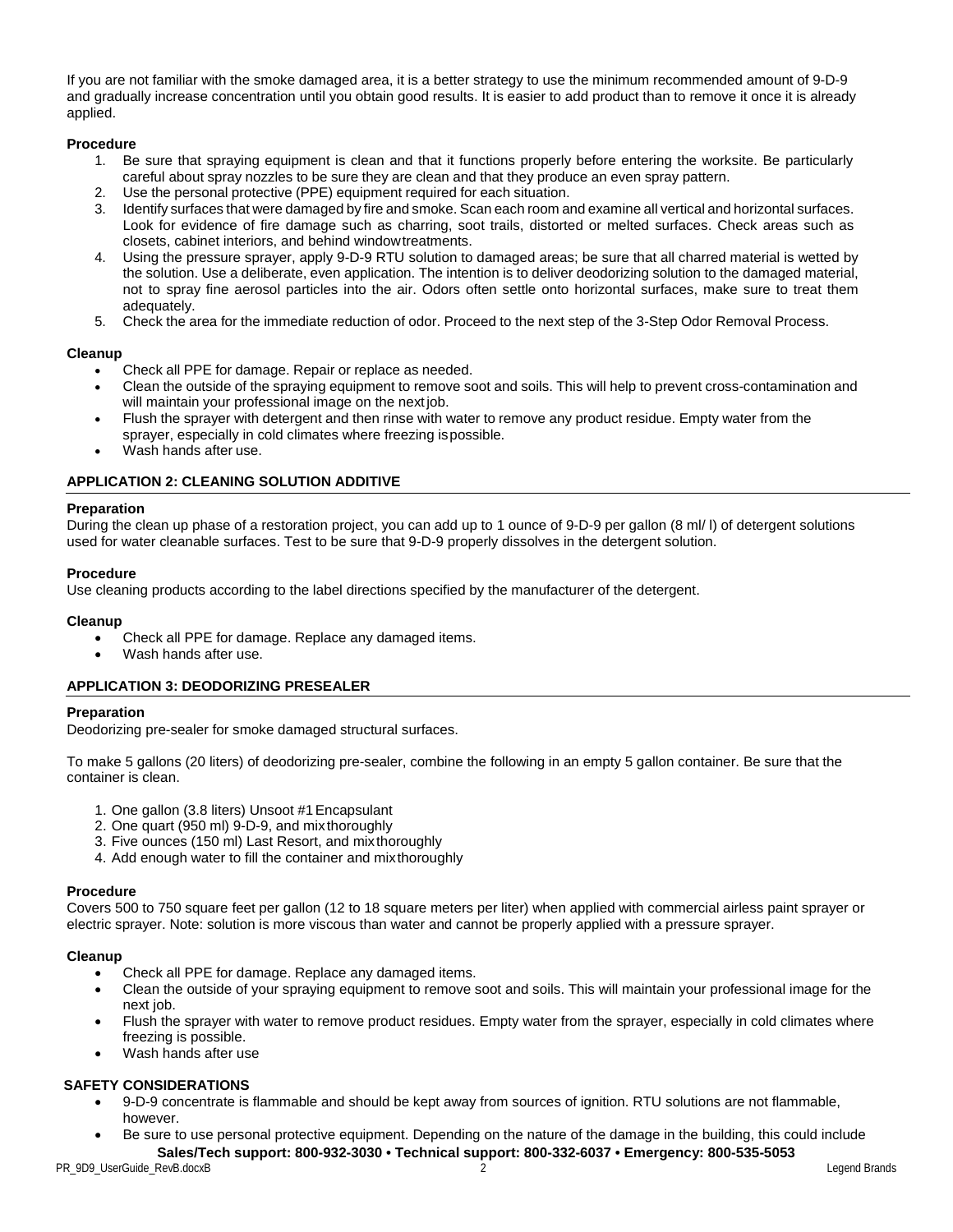If you are not familiar with the smoke damaged area, it is a better strategy to use the minimum recommended amount of 9-D-9 and gradually increase concentration until you obtain good results. It is easier to add product than to remove it once it is already applied.

**Procedure**

1. Be sure that spraying equipment is clean and that it functions properly before entering the worksite. Be particularly careful about spray nozzles to be sure they are clean and that they produce an even spray pattern.
2. Use the personal protective (PPE) equipment required for each situation.
3. Identify surfaces that were damaged by fire and smoke. Scan each room and examine all vertical and horizontal surfaces. Look for evidence of fire damage such as charring, soot trails, distorted or melted surfaces. Check areas such as closets, cabinet interiors, and behind window treatments.
4. Using the pressure sprayer, apply 9-D-9 RTU solution to damaged areas; be sure that all charred material is wetted by the solution. Use a deliberate, even application. The intention is to deliver deodorizing solution to the damaged material, not to spray fine aerosol particles into the air. Odors often settle onto horizontal surfaces, make sure to treat them adequately.
5. Check the area for the immediate reduction of odor. Proceed to the next step of the 3-Step Odor Removal Process.

**Cleanup**

- Check all PPE for damage. Repair or replace as needed.
- Clean the outside of the spraying equipment to remove soot and soils. This will help to prevent cross-contamination and will maintain your professional image on the next job.
- Flush the sprayer with detergent and then rinse with water to remove any product residue. Empty water from the sprayer, especially in cold climates where freezing is possible.
- Wash hands after use.

### APPLICATION 2: CLEANING SOLUTION ADDITIVE

**Preparation**

During the clean up phase of a restoration project, you can add up to 1 ounce of 9-D-9 per gallon (8 ml/ l) of detergent solutions used for water cleanable surfaces. Test to be sure that 9-D-9 properly dissolves in the detergent solution.

**Procedure**

Use cleaning products according to the label directions specified by the manufacturer of the detergent.

**Cleanup**

- Check all PPE for damage. Replace any damaged items.
- Wash hands after use.

### APPLICATION 3: DEODORIZING PRESEALER

**Preparation**

Deodorizing pre-sealer for smoke damaged structural surfaces.

To make 5 gallons (20 liters) of deodorizing pre-sealer, combine the following in an empty 5 gallon container. Be sure that the container is clean.

1. One gallon (3.8 liters) Unsoot #1 Encapsulant
2. One quart (950 ml) 9-D-9, and mix thoroughly
3. Five ounces (150 ml) Last Resort, and mix thoroughly
4. Add enough water to fill the container and mix thoroughly

**Procedure**

Covers 500 to 750 square feet per gallon (12 to 18 square meters per liter) when applied with commercial airless paint sprayer or electric sprayer. Note: solution is more viscous than water and cannot be properly applied with a pressure sprayer.

**Cleanup**

- Check all PPE for damage. Replace any damaged items.
- Clean the outside of your spraying equipment to remove soot and soils. This will maintain your professional image for the next job.
- Flush the sprayer with water to remove product residues. Empty water from the sprayer, especially in cold climates where freezing is possible.
- Wash hands after use

### SAFETY CONSIDERATIONS

- 9-D-9 concentrate is flammable and should be kept away from sources of ignition. RTU solutions are not flammable, however.
- Be sure to use personal protective equipment. Depending on the nature of the damage in the building, this could include

**Sales/Tech support: 800-932-3030 • Technical support: 800-332-6037 • Emergency: 800-535-5053**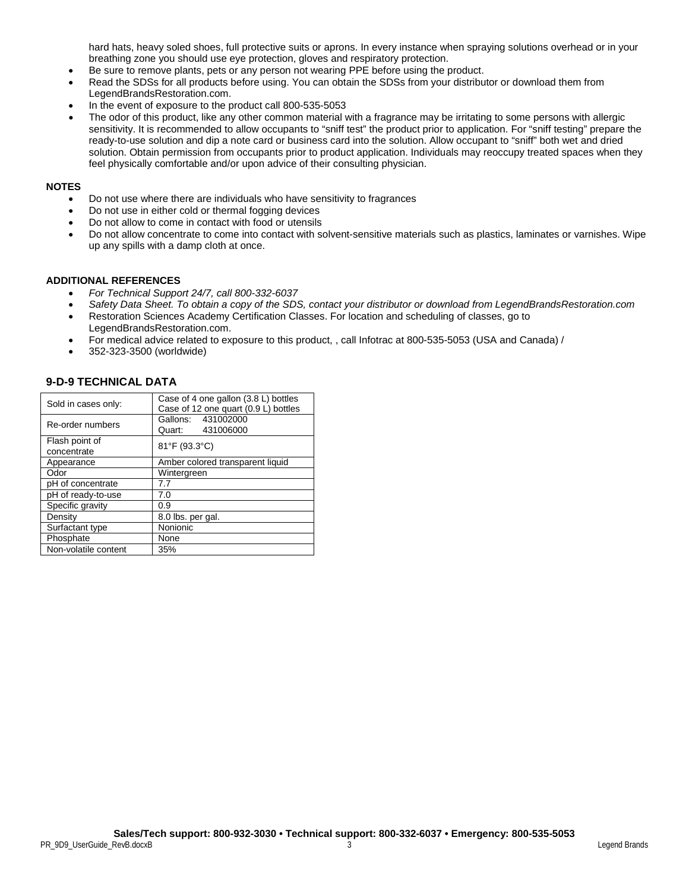hard hats, heavy soled shoes, full protective suits or aprons. In every instance when spraying solutions overhead or in your breathing zone you should use eye protection, gloves and respiratory protection.

- Be sure to remove plants, pets or any person not wearing PPE before using the product.
- Read the SDSs for all products before using. You can obtain the SDSs from your distributor or download them from LegendBrandsRestoration.com.
- In the event of exposure to the product call 800-535-5053
- The odor of this product, like any other common material with a fragrance may be irritating to some persons with allergic sensitivity. It is recommended to allow occupants to "sniff test" the product prior to application. For "sniff testing" prepare the ready-to-use solution and dip a note card or business card into the solution. Allow occupant to "sniff" both wet and dried solution. Obtain permission from occupants prior to product application. Individuals may reoccupy treated spaces when they feel physically comfortable and/or upon advice of their consulting physician.

**NOTES**

- Do not use where there are individuals who have sensitivity to fragrances
- Do not use in either cold or thermal fogging devices
- Do not allow to come in contact with food or utensils
- Do not allow concentrate to come into contact with solvent-sensitive materials such as plastics, laminates or varnishes. Wipe up any spills with a damp cloth at once.

**ADDITIONAL REFERENCES**

- *For Technical Support 24/7, call 800-332-6037*
- *Safety Data Sheet. To obtain a copy of the SDS, contact your distributor or download from LegendBrandsRestoration.com*
- Restoration Sciences Academy Certification Classes. For location and scheduling of classes, go to LegendBrandsRestoration.com.
- For medical advice related to exposure to this product, , call Infotrac at 800-535-5053 (USA and Canada) /
- 352-323-3500 (worldwide)

## 9-D-9 TECHNICAL DATA

| | |
|---|---|
| Sold in cases only: | Case of 4 one gallon (3.8 L) bottles<br>Case of 12 one quart (0.9 L) bottles |
| Re-order numbers | Gallons: 431002000<br>Quart: 431006000 |
| Flash point of concentrate | 81°F (93.3°C) |
| Appearance | Amber colored transparent liquid |
| Odor | Wintergreen |
| pH of concentrate | 7.7 |
| pH of ready-to-use | 7.0 |
| Specific gravity | 0.9 |
| Density | 8.0 lbs. per gal. |
| Surfactant type | Nonionic |
| Phosphate | None |
| Non-volatile content | 35% |

**Sales/Tech support: 800-932-3030 • Technical support: 800-332-6037 • Emergency: 800-535-5053**